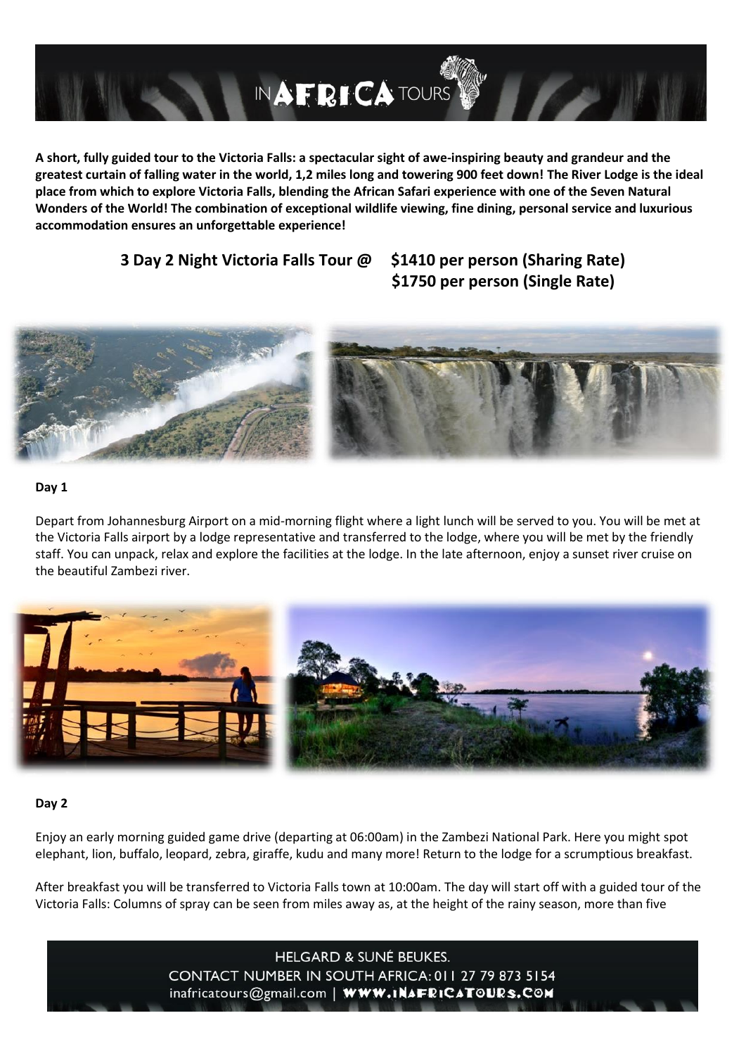**A short, fully guided tour to the Victoria Falls: a spectacular sight of awe-inspiring beauty and grandeur and the greatest curtain of falling water in the world, 1,2 miles long and towering 900 feet down! The River Lodge is the ideal place from which to explore Victoria Falls, blending the African Safari experience with one of the Seven Natural Wonders of the World! The combination of exceptional wildlife viewing, fine dining, personal service and luxurious accommodation ensures an unforgettable experience!**

**3 Day 2 Night Victoria Falls Tour @ $1410 per person (Sharing Rate)**
**$1750 per person (Single Rate)**

**Day 1**

Depart from Johannesburg Airport on a mid-morning flight where a light lunch will be served to you. You will be met at the Victoria Falls airport by a lodge representative and transferred to the lodge, where you will be met by the friendly staff. You can unpack, relax and explore the facilities at the lodge. In the late afternoon, enjoy a sunset river cruise on the beautiful Zambezi river.

**Day 2**

Enjoy an early morning guided game drive (departing at 06:00am) in the Zambezi National Park. Here you might spot elephant, lion, buffalo, leopard, zebra, giraffe, kudu and many more! Return to the lodge for a scrumptious breakfast.

After breakfast you will be transferred to Victoria Falls town at 10:00am. The day will start off with a guided tour of the Victoria Falls: Columns of spray can be seen from miles away as, at the height of the rainy season, more than five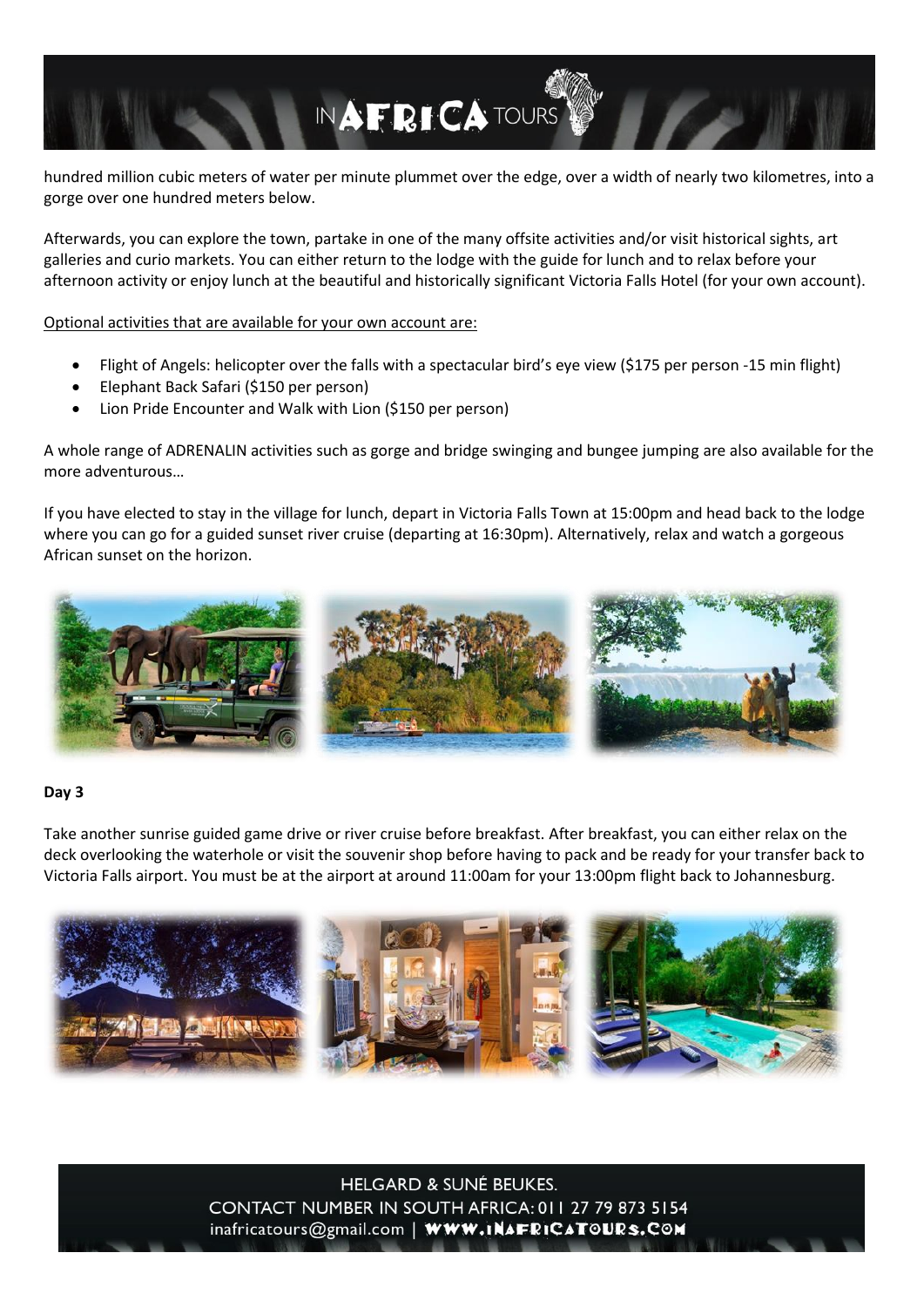hundred million cubic meters of water per minute plummet over the edge, over a width of nearly two kilometres, into a gorge over one hundred meters below.

Afterwards, you can explore the town, partake in one of the many offsite activities and/or visit historical sights, art galleries and curio markets. You can either return to the lodge with the guide for lunch and to relax before your afternoon activity or enjoy lunch at the beautiful and historically significant Victoria Falls Hotel (for your own account).

Optional activities that are available for your own account are:

- Flight of Angels: helicopter over the falls with a spectacular bird's eye view ($175 per person -15 min flight)
- Elephant Back Safari ($150 per person)
- Lion Pride Encounter and Walk with Lion ($150 per person)

A whole range of ADRENALIN activities such as gorge and bridge swinging and bungee jumping are also available for the more adventurous…

If you have elected to stay in the village for lunch, depart in Victoria Falls Town at 15:00pm and head back to the lodge where you can go for a guided sunset river cruise (departing at 16:30pm). Alternatively, relax and watch a gorgeous African sunset on the horizon.

**Day 3**

Take another sunrise guided game drive or river cruise before breakfast. After breakfast, you can either relax on the deck overlooking the waterhole or visit the souvenir shop before having to pack and be ready for your transfer back to Victoria Falls airport. You must be at the airport at around 11:00am for your 13:00pm flight back to Johannesburg.

HELGARD & SUNÉ BEUKES.
CONTACT NUMBER IN SOUTH AFRICA: 011 27 79 873 5154
inafricatours@gmail.com | WWW.INAFRICATOURS.COM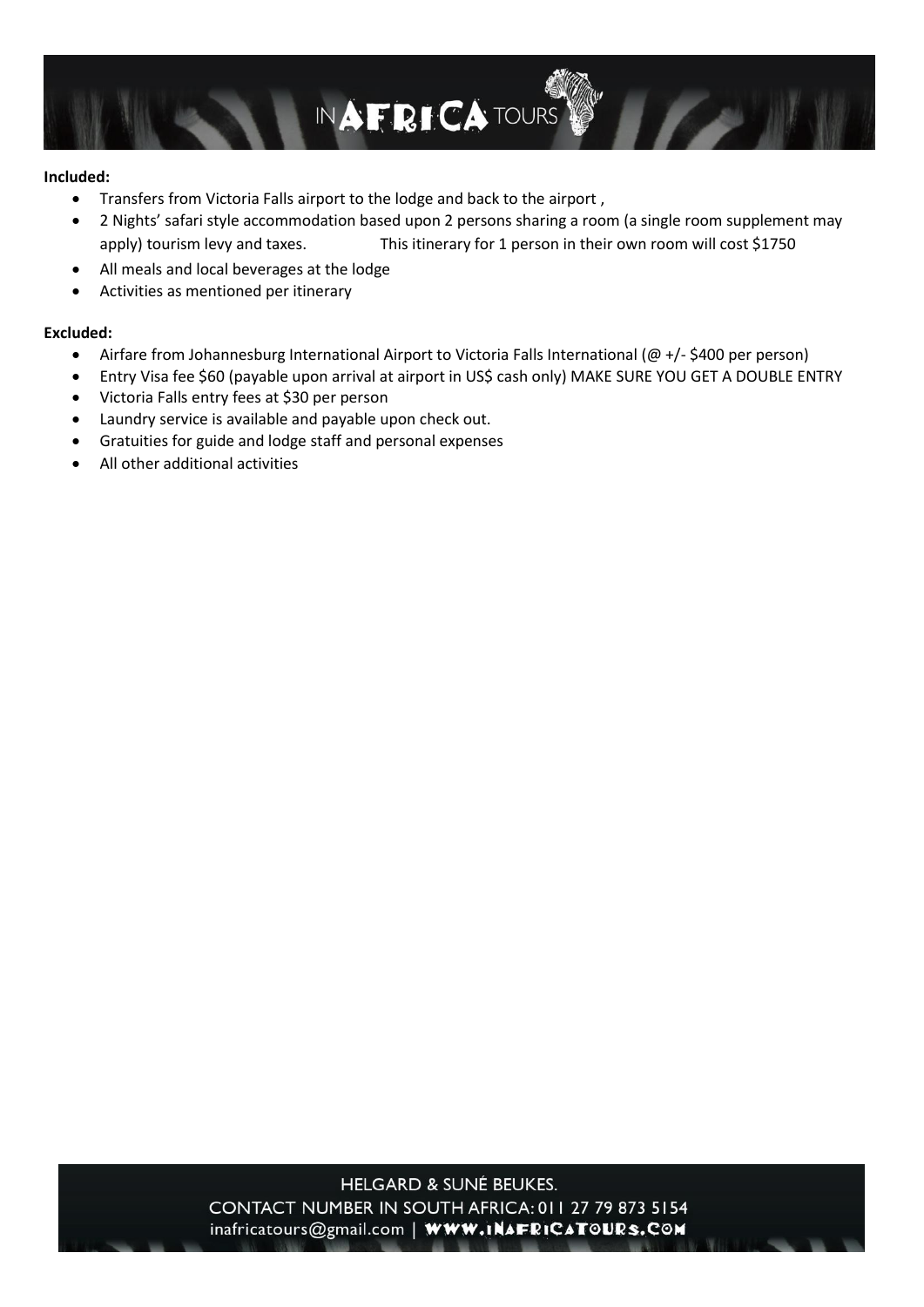**Included:**

- Transfers from Victoria Falls airport to the lodge and back to the airport ,
- 2 Nights' safari style accommodation based upon 2 persons sharing a room (a single room supplement may apply) tourism levy and taxes. This itinerary for 1 person in their own room will cost $1750
- All meals and local beverages at the lodge
- Activities as mentioned per itinerary

**Excluded:**

- Airfare from Johannesburg International Airport to Victoria Falls International (@ +/- $400 per person)
- Entry Visa fee $60 (payable upon arrival at airport in US$ cash only) MAKE SURE YOU GET A DOUBLE ENTRY
- Victoria Falls entry fees at $30 per person
- Laundry service is available and payable upon check out.
- Gratuities for guide and lodge staff and personal expenses
- All other additional activities